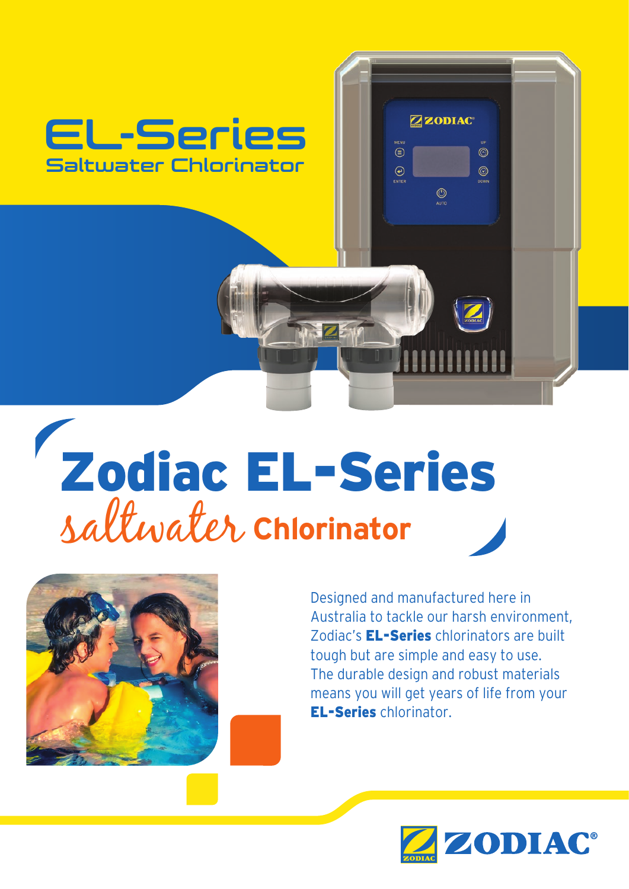# EL-Series

## Saltwater Chlorinator

# Zodiac EL-Series

## saltwater Chlorinator

Designed and manufactured here in Australia to tackle our harsh environment, Zodiac's **EL-Series** chlorinators are built tough but are simple and easy to use. The durable design and robust materials means you will get years of life from your **EL-Series** chlorinator.

ZODIAC®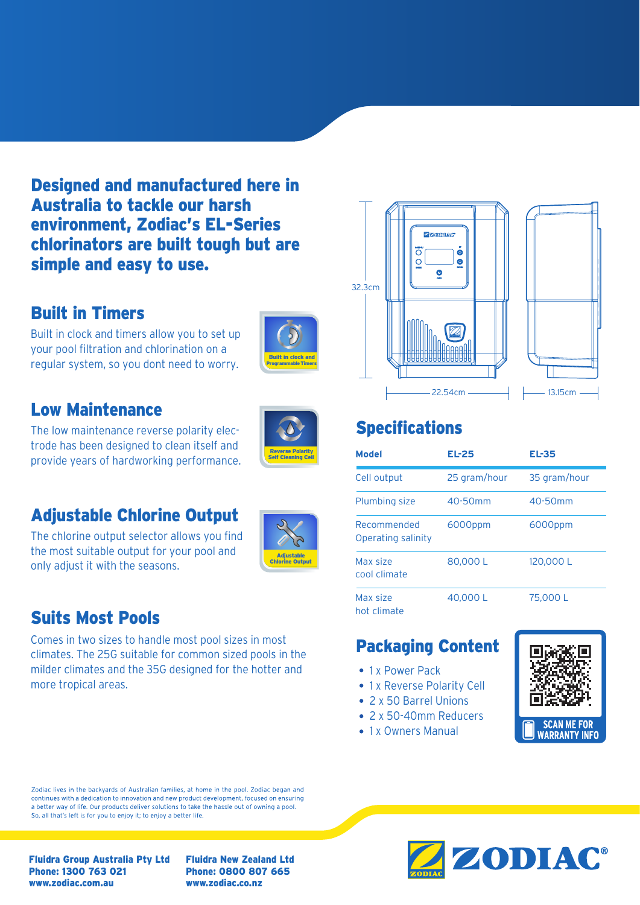## Designed and manufactured here in Australia to tackle our harsh environment, Zodiac's EL-Series chlorinators are built tough but are simple and easy to use.

### Built in Timers

Built in clock and timers allow you to set up your pool filtration and chlorination on a regular system, so you dont need to worry.

Built in clock and Programmable Timers

### Low Maintenance

The low maintenance reverse polarity electrode has been designed to clean itself and provide years of hardworking performance.

Reverse Polarity Self Cleaning Cell

### Adjustable Chlorine Output

The chlorine output selector allows you find the most suitable output for your pool and only adjust it with the seasons.

Adjustable Chlorine Output

### Suits Most Pools

Comes in two sizes to handle most pool sizes in most climates. The 25G suitable for common sized pools in the milder climates and the 35G designed for the hotter and more tropical areas.

32.3cm

22.54cm

13.15cm

## Specifications

| Model | EL-25 | EL-35 |
|---|---|---|
| Cell output | 25 gram/hour | 35 gram/hour |
| Plumbing size | 40-50mm | 40-50mm |
| Recommended Operating salinity | 6000ppm | 6000ppm |
| Max size cool climate | 80,000 L | 120,000 L |
| Max size hot climate | 40,000 L | 75,000 L |

## Packaging Content

- 1 x Power Pack
- 1 x Reverse Polarity Cell
- 2 x 50 Barrel Unions
- 2 x 50-40mm Reducers
- 1 x Owners Manual

SCAN ME FOR WARRANTY INFO

Zodiac lives in the backyards of Australian families, at home in the pool. Zodiac began and continues with a dedication to innovation and new product development, focused on ensuring a better way of life. Our products deliver solutions to take the hassle out of owning a pool. So, all that's left is for you to enjoy it; to enjoy a better life.

**Fluidra Group Australia Pty Ltd**
**Phone: 1300 763 021**
**www.zodiac.com.au**

**Fluidra New Zealand Ltd**
**Phone: 0800 807 665**
**www.zodiac.co.nz**

ZODIAC®